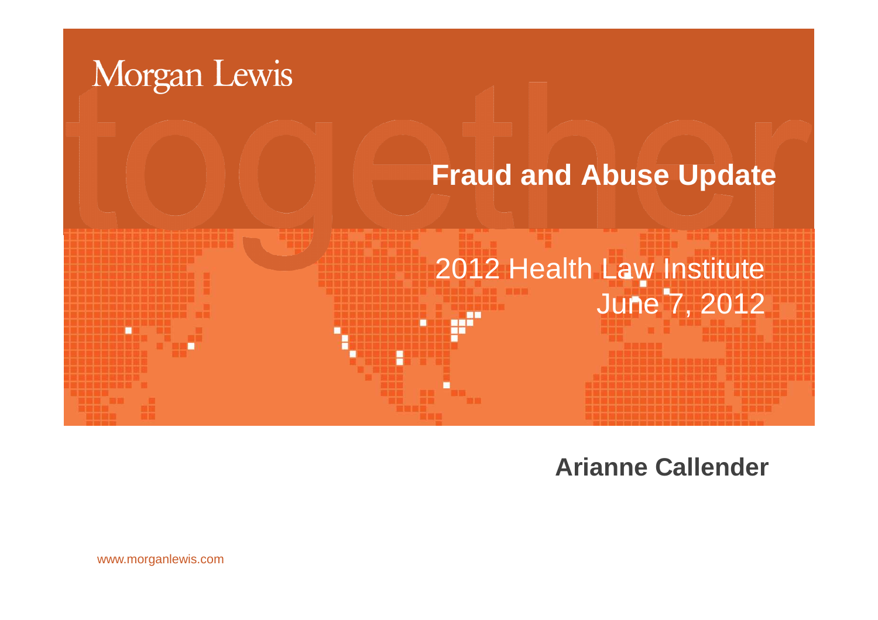Morgan Lewis

# Fraud and Abuse Update

2012 Health Law Institute
June 7, 2012

**Arianne Callender**

www.morganlewis.com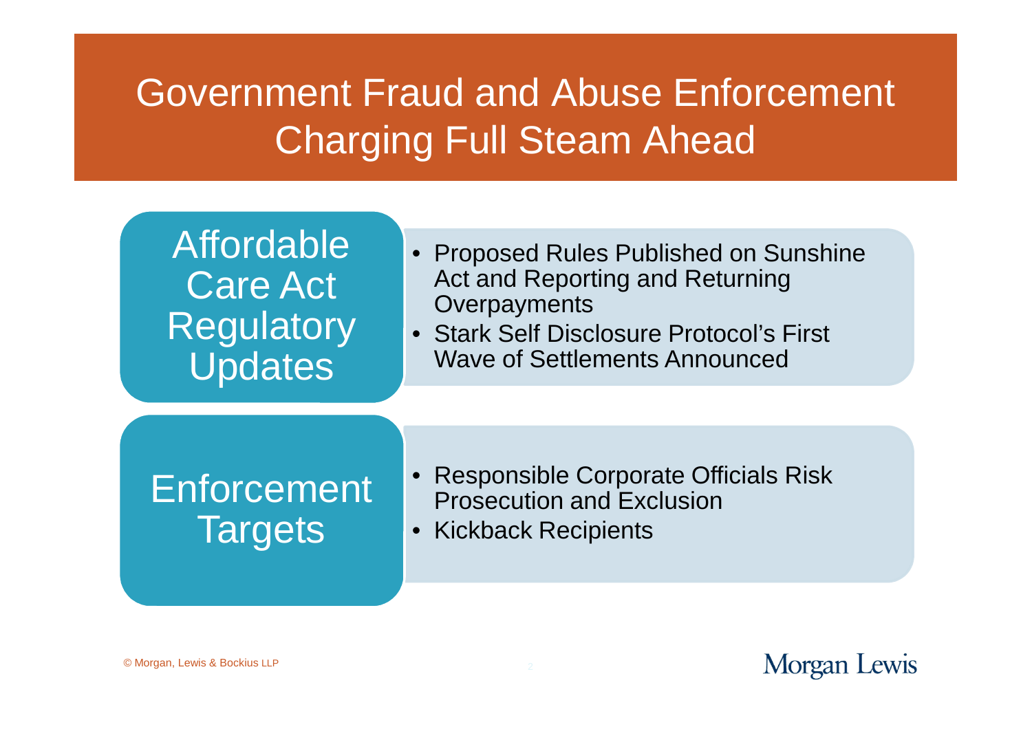# Government Fraud and Abuse Enforcement Charging Full Steam Ahead

## Affordable Care Act Regulatory Updates

- Proposed Rules Published on Sunshine Act and Reporting and Returning Overpayments
- Stark Self Disclosure Protocol's First Wave of Settlements Announced

## Enforcement Targets

- Responsible Corporate Officials Risk Prosecution and Exclusion
- Kickback Recipients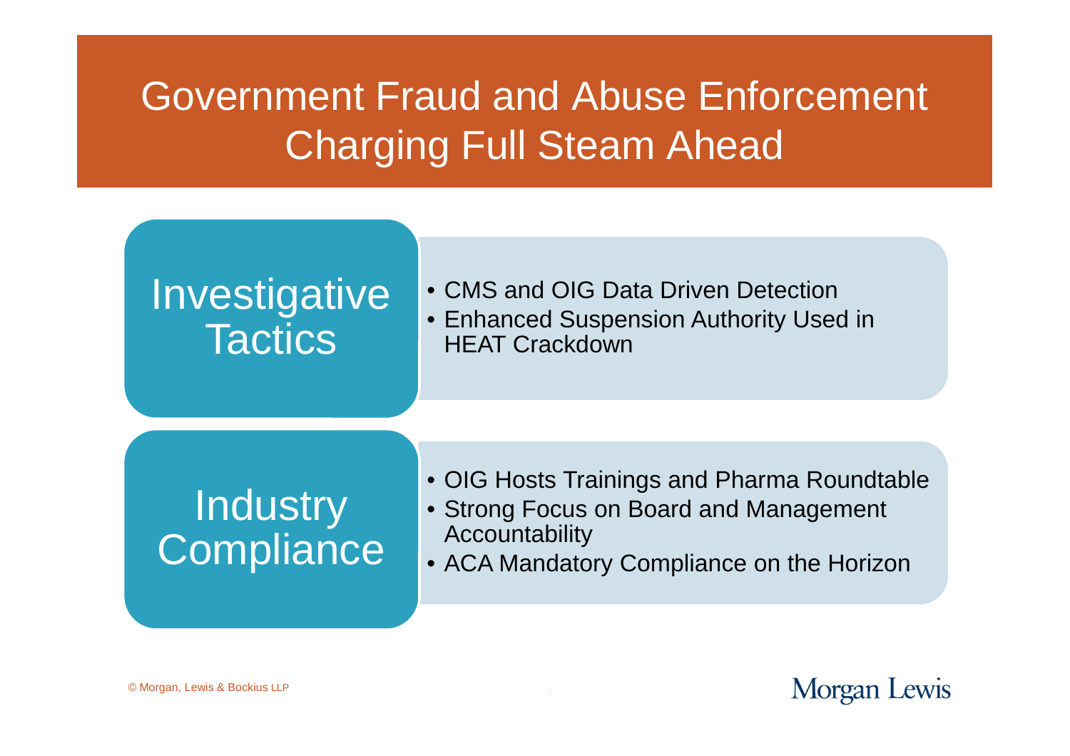# Government Fraud and Abuse Enforcement Charging Full Steam Ahead

## Investigative Tactics

- CMS and OIG Data Driven Detection
- Enhanced Suspension Authority Used in HEAT Crackdown

## Industry Compliance

- OIG Hosts Trainings and Pharma Roundtable
- Strong Focus on Board and Management Accountability
- ACA Mandatory Compliance on the Horizon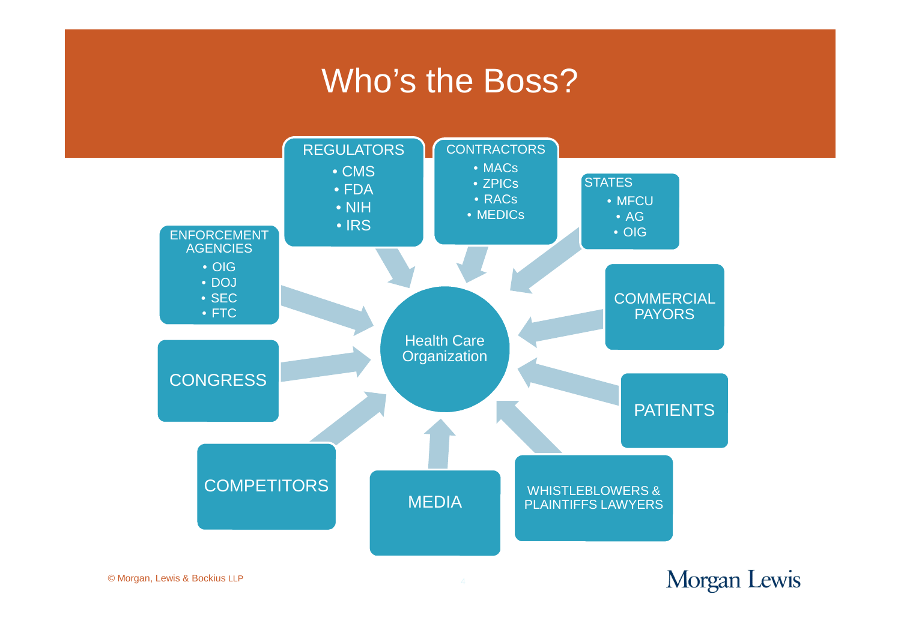# Who's the Boss?

**Health Care Organization**

- **REGULATORS**
  - CMS
  - FDA
  - NIH
  - IRS
- **CONTRACTORS**
  - MACs
  - ZPICs
  - RACs
  - MEDICs
- **STATES**
  - MFCU
  - AG
  - OIG
- **COMMERCIAL PAYORS**
- **PATIENTS**
- **WHISTLEBLOWERS & PLAINTIFFS LAWYERS**
- **MEDIA**
- **COMPETITORS**
- **CONGRESS**
- **ENFORCEMENT AGENCIES**
  - OIG
  - DOJ
  - SEC
  - FTC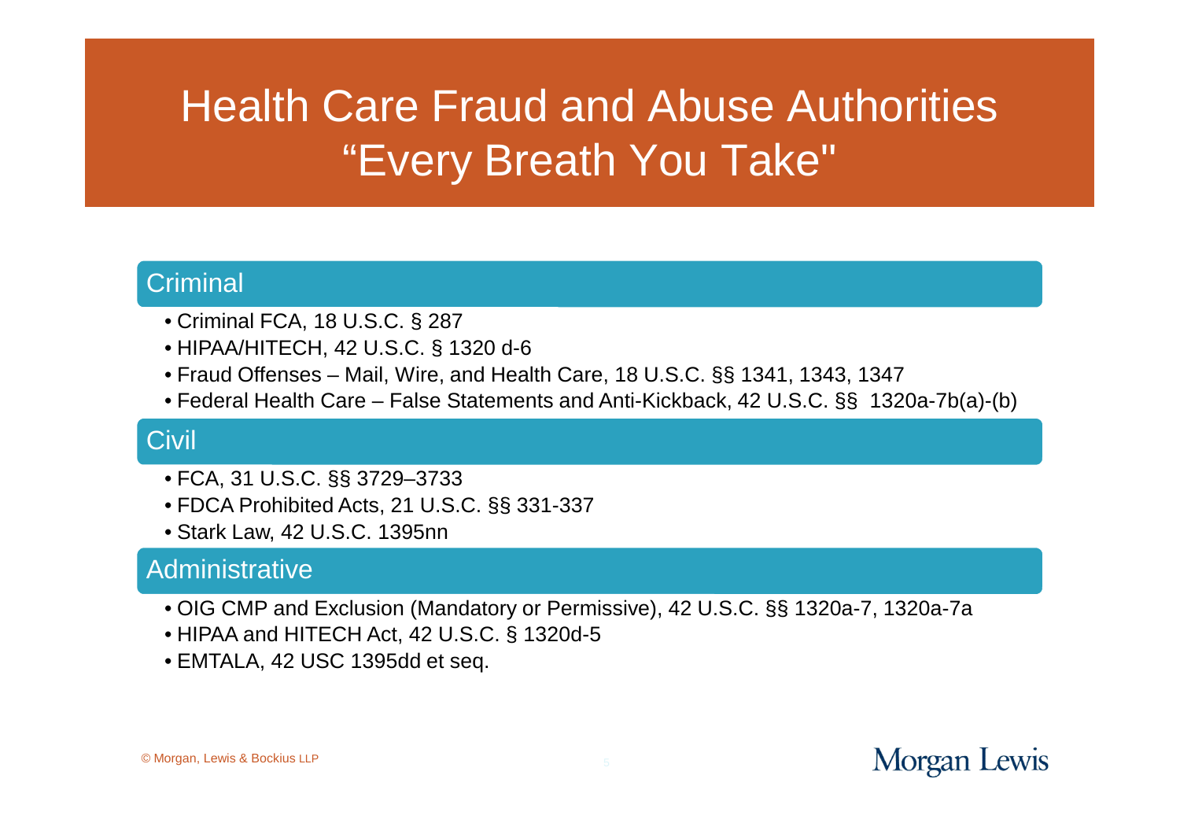# Health Care Fraud and Abuse Authorities
# "Every Breath You Take"

## Criminal

- Criminal FCA, 18 U.S.C. § 287
- HIPAA/HITECH, 42 U.S.C. § 1320 d-6
- Fraud Offenses – Mail, Wire, and Health Care, 18 U.S.C. §§ 1341, 1343, 1347
- Federal Health Care – False Statements and Anti-Kickback, 42 U.S.C. §§ 1320a-7b(a)-(b)

## Civil

- FCA, 31 U.S.C. §§ 3729–3733
- FDCA Prohibited Acts, 21 U.S.C. §§ 331-337
- Stark Law, 42 U.S.C. 1395nn

## Administrative

- OIG CMP and Exclusion (Mandatory or Permissive), 42 U.S.C. §§ 1320a-7, 1320a-7a
- HIPAA and HITECH Act, 42 U.S.C. § 1320d-5
- EMTALA, 42 USC 1395dd et seq.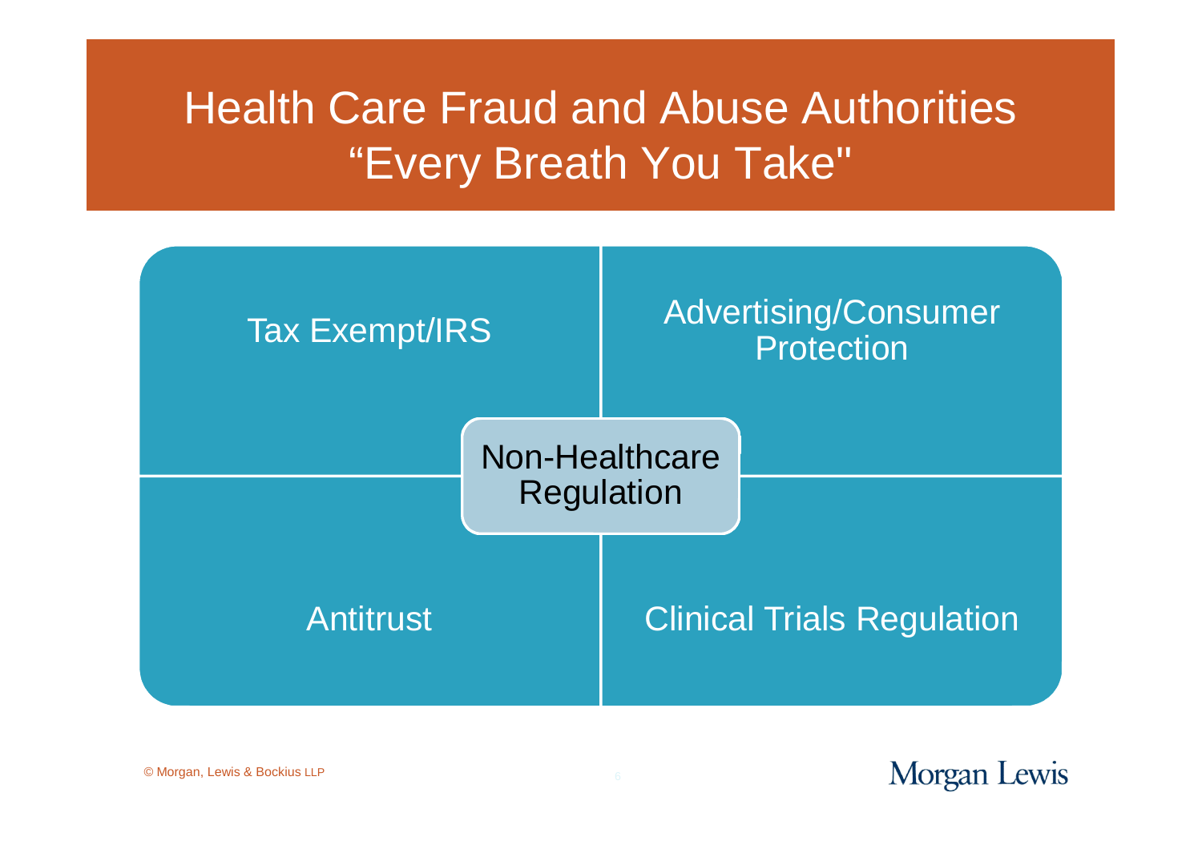# Health Care Fraud and Abuse Authorities "Every Breath You Take"

- Tax Exempt/IRS
- Advertising/Consumer Protection
- Non-Healthcare Regulation
- Antitrust
- Clinical Trials Regulation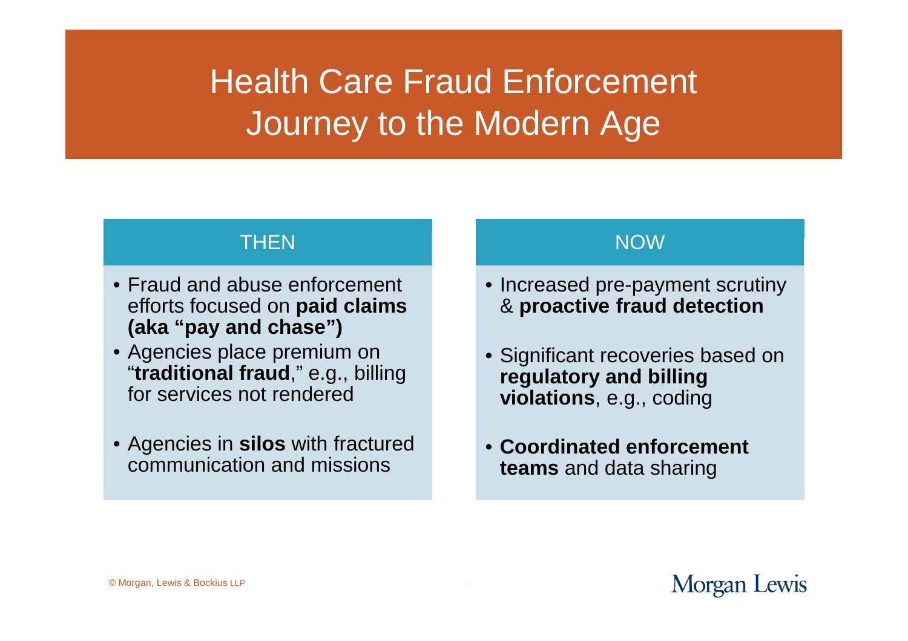# Health Care Fraud Enforcement Journey to the Modern Age

## THEN

- Fraud and abuse enforcement efforts focused on **paid claims (aka "pay and chase")**
- Agencies place premium on "**traditional fraud**," e.g., billing for services not rendered
- Agencies in **silos** with fractured communication and missions

## NOW

- Increased pre-payment scrutiny & **proactive fraud detection**
- Significant recoveries based on **regulatory and billing violations**, e.g., coding
- **Coordinated enforcement teams** and data sharing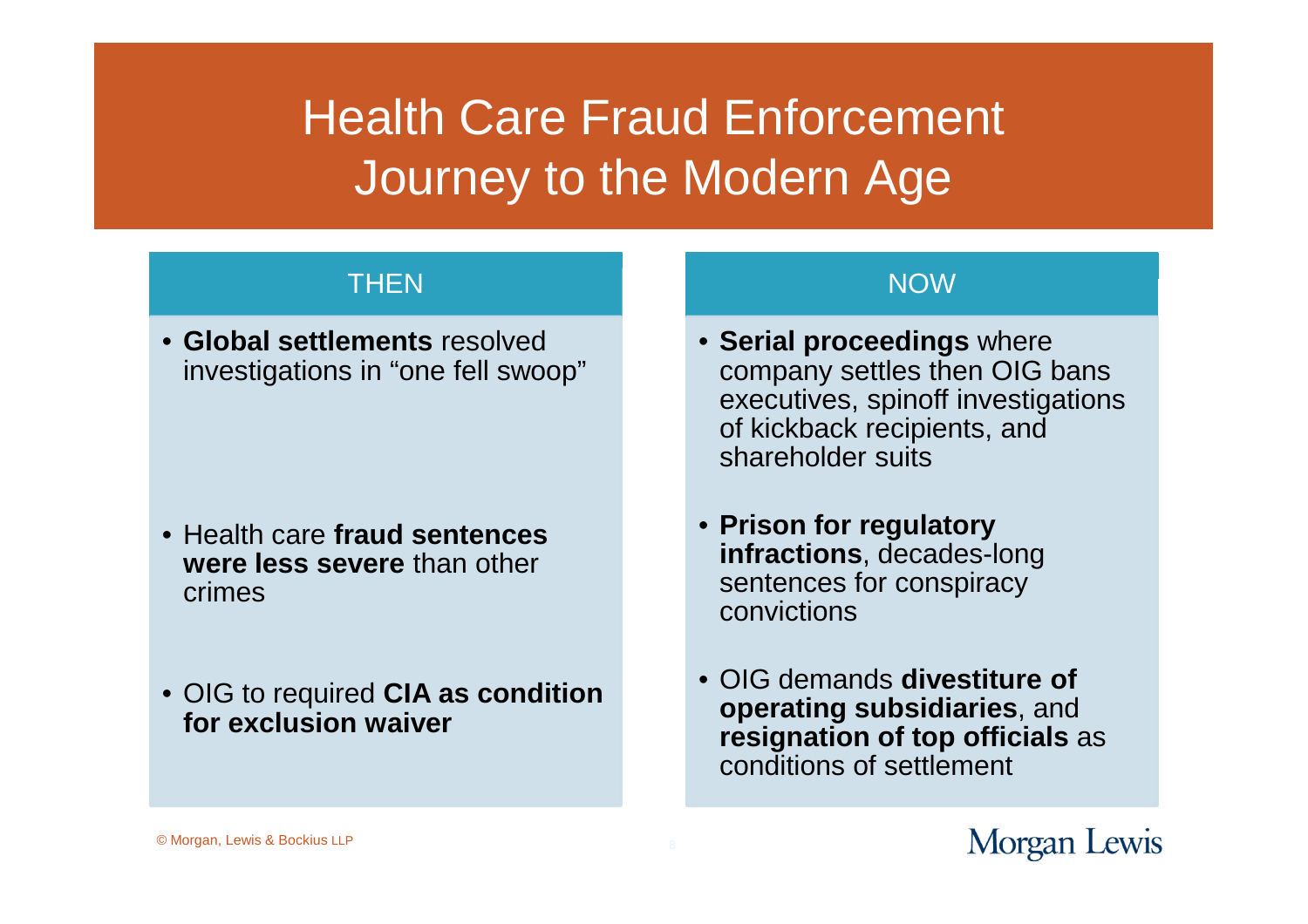# Health Care Fraud Enforcement Journey to the Modern Age

| THEN | NOW |
| --- | --- |
| **Global settlements** resolved investigations in "one fell swoop" | **Serial proceedings** where company settles then OIG bans executives, spinoff investigations of kickback recipients, and shareholder suits |
| Health care **fraud sentences were less severe** than other crimes | **Prison for regulatory infractions**, decades-long sentences for conspiracy convictions |
| OIG to required **CIA as condition for exclusion waiver** | OIG demands **divestiture of operating subsidiaries**, and **resignation of top officials** as conditions of settlement |

© Morgan, Lewis & Bockius LLP

Morgan Lewis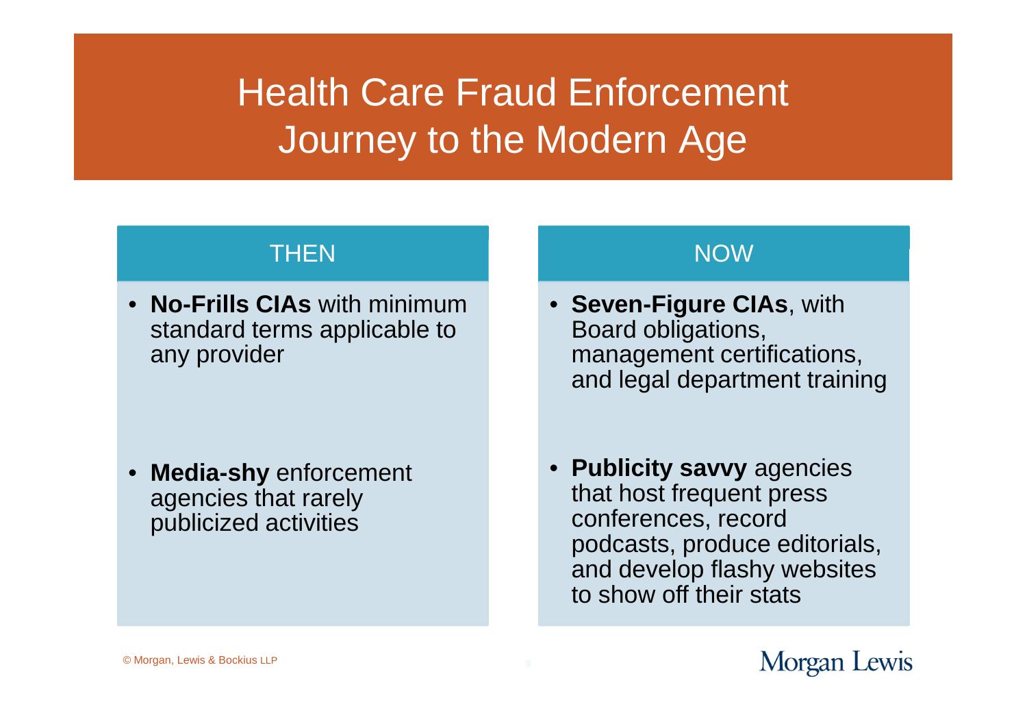# Health Care Fraud Enforcement Journey to the Modern Age

## THEN

- **No-Frills CIAs** with minimum standard terms applicable to any provider
- **Media-shy** enforcement agencies that rarely publicized activities

## NOW

- **Seven-Figure CIAs**, with Board obligations, management certifications, and legal department training
- **Publicity savvy** agencies that host frequent press conferences, record podcasts, produce editorials, and develop flashy websites to show off their stats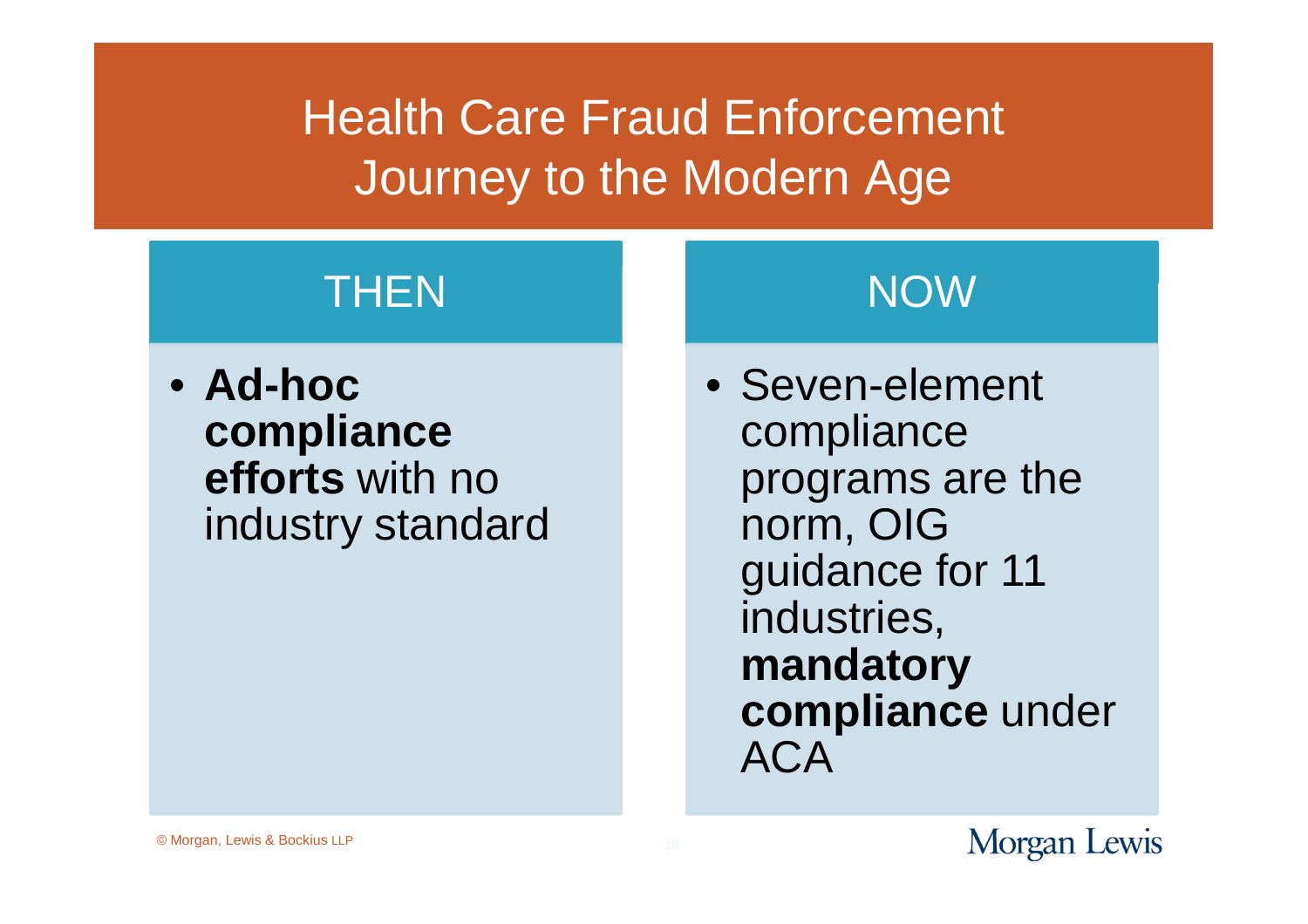# Health Care Fraud Enforcement Journey to the Modern Age

## THEN

- **Ad-hoc compliance efforts** with no industry standard

## NOW

- Seven-element compliance programs are the norm, OIG guidance for 11 industries, **mandatory compliance** under ACA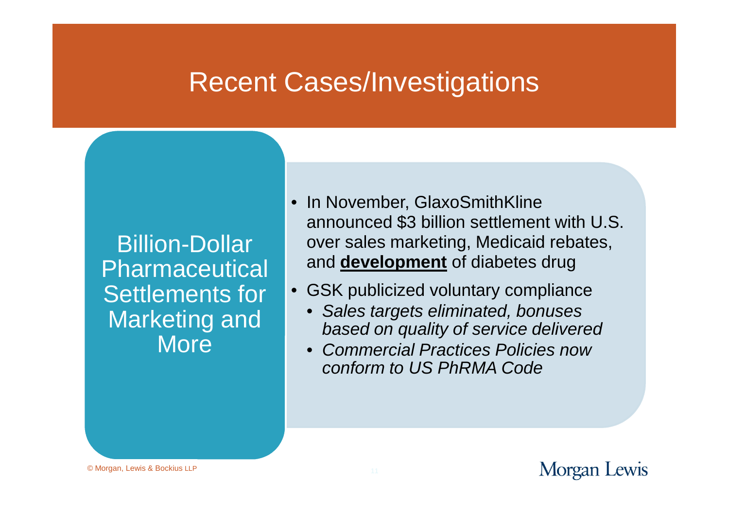# Recent Cases/Investigations

## Billion-Dollar Pharmaceutical Settlements for Marketing and More

- In November, GlaxoSmithKline announced $3 billion settlement with U.S. over sales marketing, Medicaid rebates, and **development** of diabetes drug
- GSK publicized voluntary compliance
  - *Sales targets eliminated, bonuses based on quality of service delivered*
  - *Commercial Practices Policies now conform to US PhRMA Code*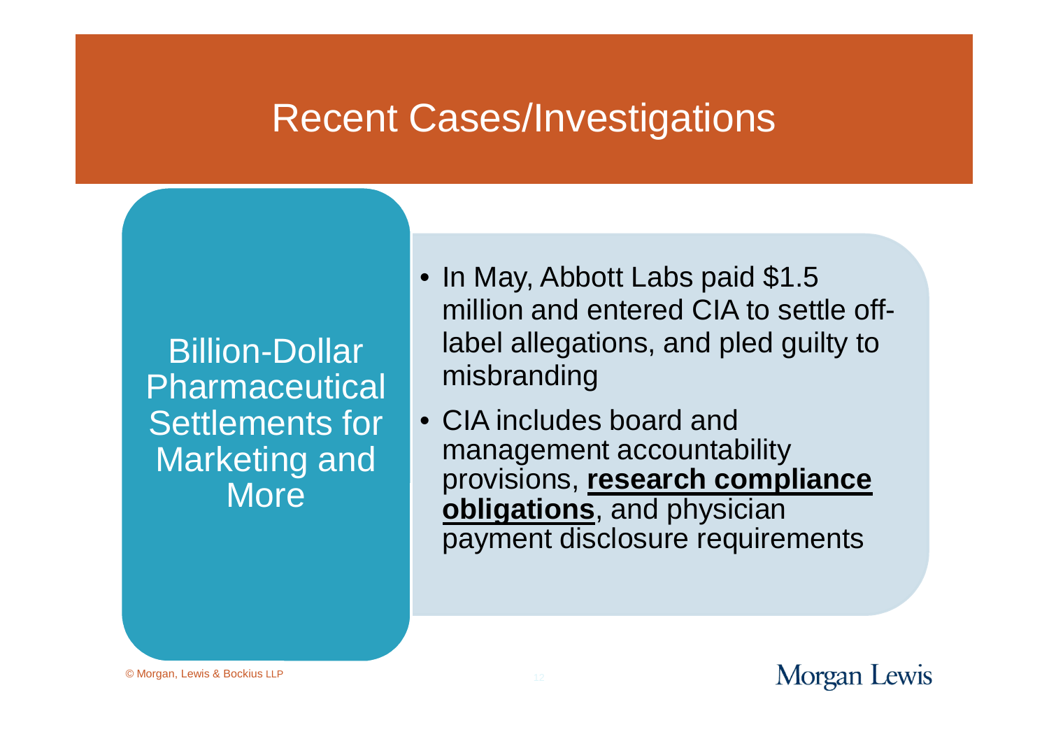# Recent Cases/Investigations

## Billion-Dollar Pharmaceutical Settlements for Marketing and More

- In May, Abbott Labs paid $1.5 million and entered CIA to settle off-label allegations, and pled guilty to misbranding
- CIA includes board and management accountability provisions, **research compliance obligations**, and physician payment disclosure requirements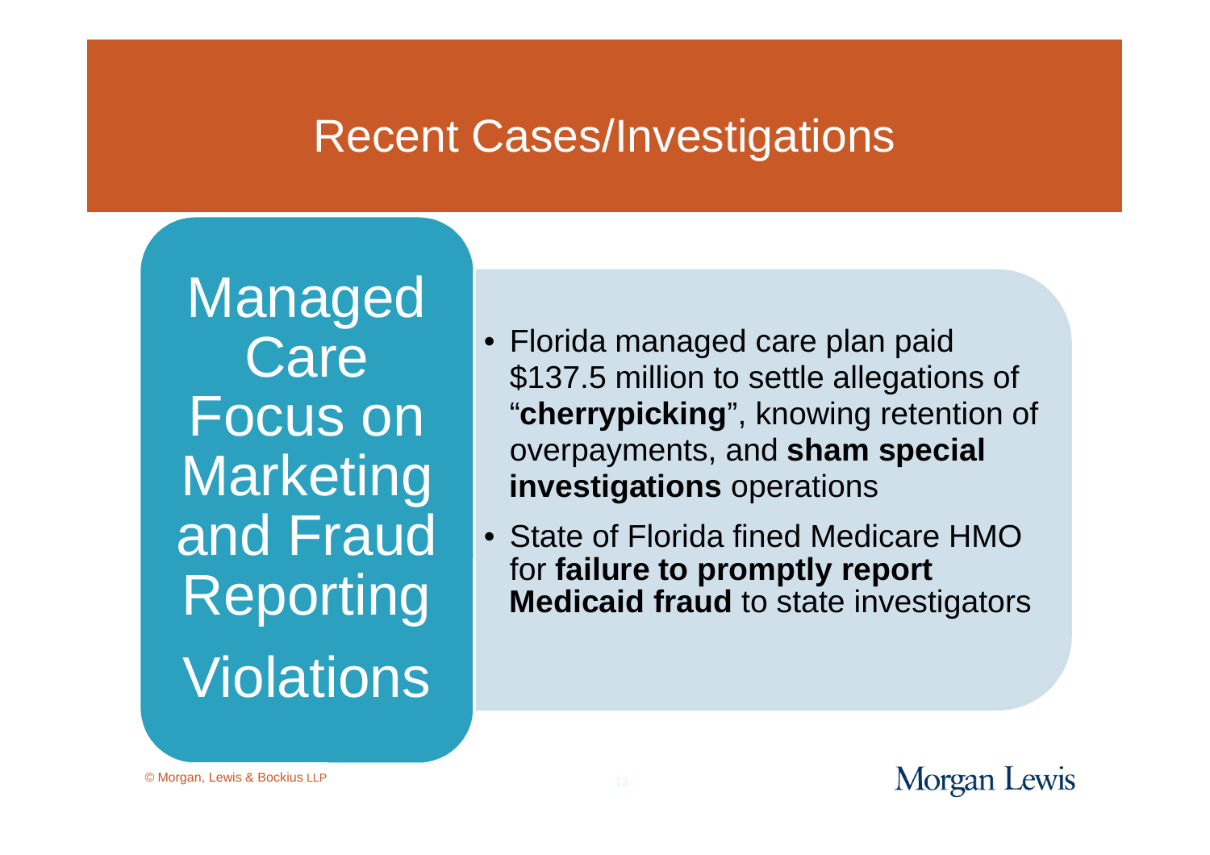# Recent Cases/Investigations

## Managed Care Focus on Marketing and Fraud Reporting Violations

- Florida managed care plan paid $137.5 million to settle allegations of “**cherrypicking**”, knowing retention of overpayments, and **sham special investigations** operations
- State of Florida fined Medicare HMO for **failure to promptly report Medicaid fraud** to state investigators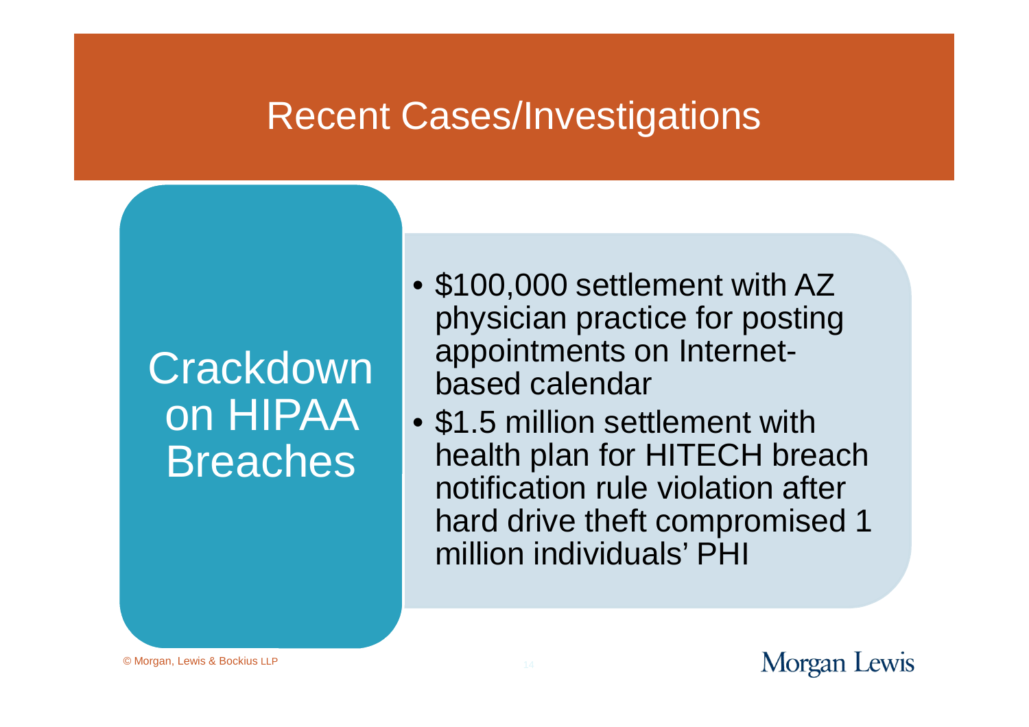# Recent Cases/Investigations

## Crackdown on HIPAA Breaches

- $100,000 settlement with AZ physician practice for posting appointments on Internet-based calendar
- $1.5 million settlement with health plan for HITECH breach notification rule violation after hard drive theft compromised 1 million individuals' PHI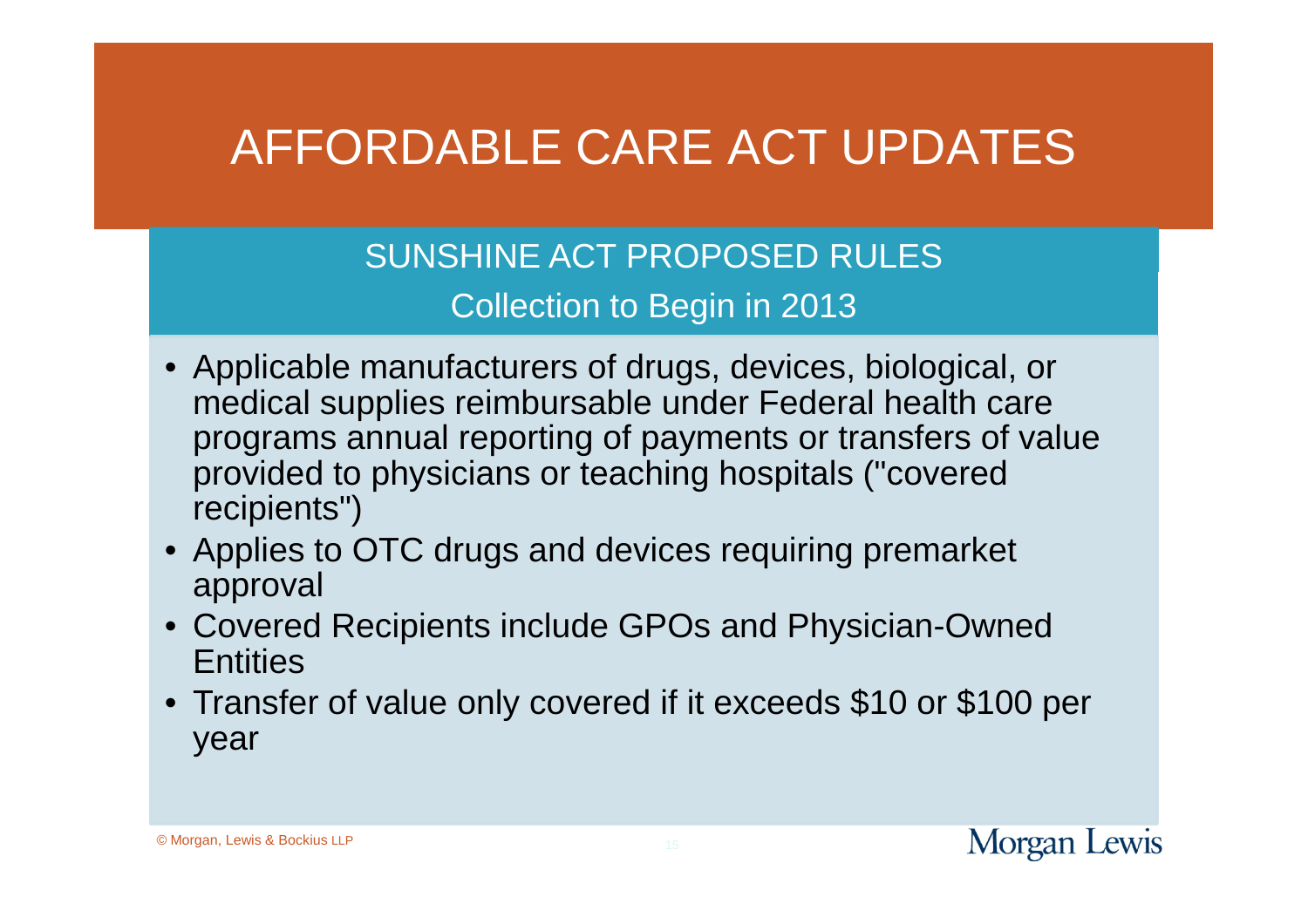# AFFORDABLE CARE ACT UPDATES

## SUNSHINE ACT PROPOSED RULES

### Collection to Begin in 2013

- Applicable manufacturers of drugs, devices, biological, or medical supplies reimbursable under Federal health care programs annual reporting of payments or transfers of value provided to physicians or teaching hospitals ("covered recipients")
- Applies to OTC drugs and devices requiring premarket approval
- Covered Recipients include GPOs and Physician-Owned Entities
- Transfer of value only covered if it exceeds $10 or $100 per year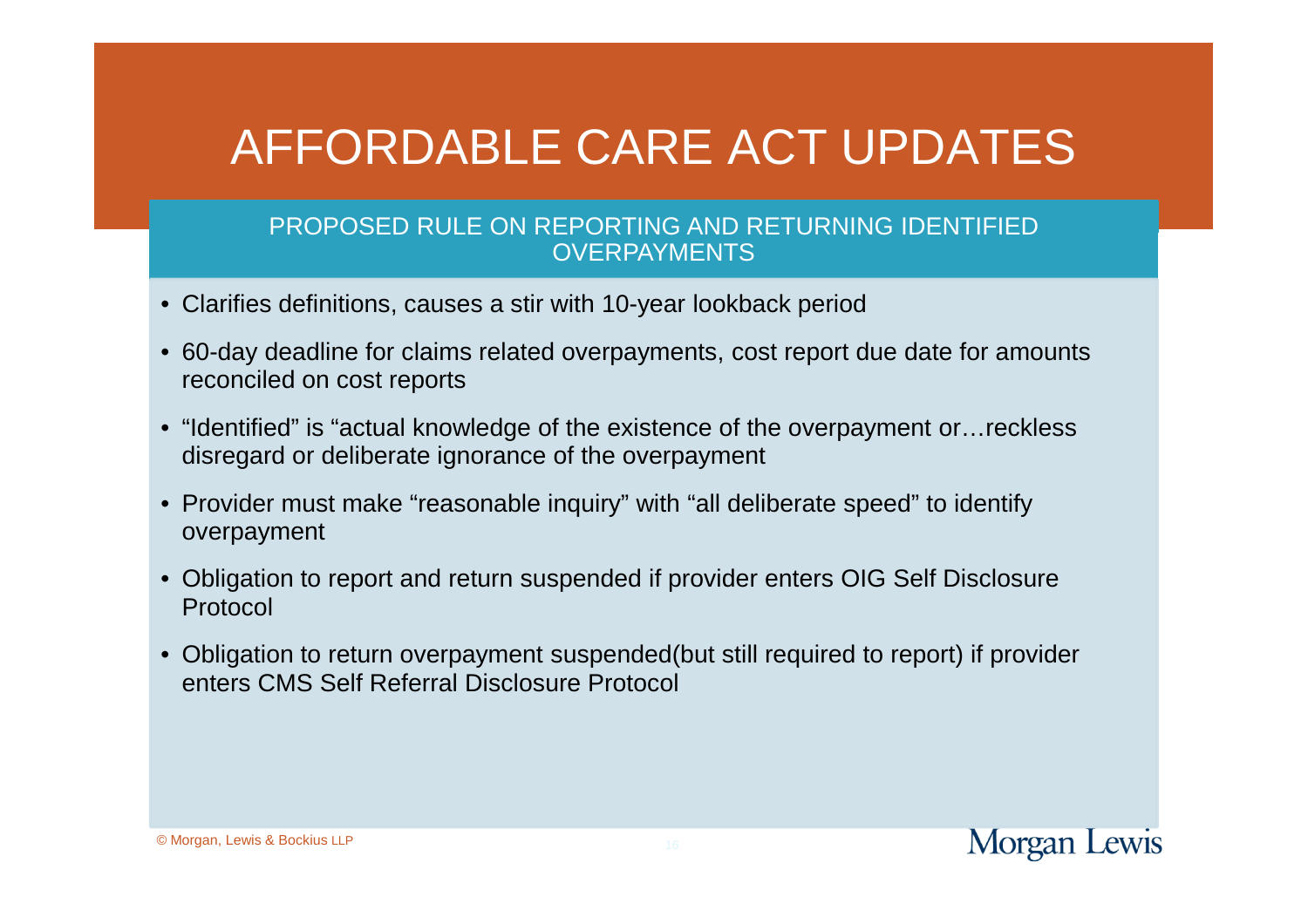# AFFORDABLE CARE ACT UPDATES

## PROPOSED RULE ON REPORTING AND RETURNING IDENTIFIED OVERPAYMENTS

- Clarifies definitions, causes a stir with 10-year lookback period
- 60-day deadline for claims related overpayments, cost report due date for amounts reconciled on cost reports
- “Identified” is “actual knowledge of the existence of the overpayment or…reckless disregard or deliberate ignorance of the overpayment
- Provider must make “reasonable inquiry” with “all deliberate speed” to identify overpayment
- Obligation to report and return suspended if provider enters OIG Self Disclosure Protocol
- Obligation to return overpayment suspended(but still required to report) if provider enters CMS Self Referral Disclosure Protocol

© Morgan, Lewis & Bockius LLP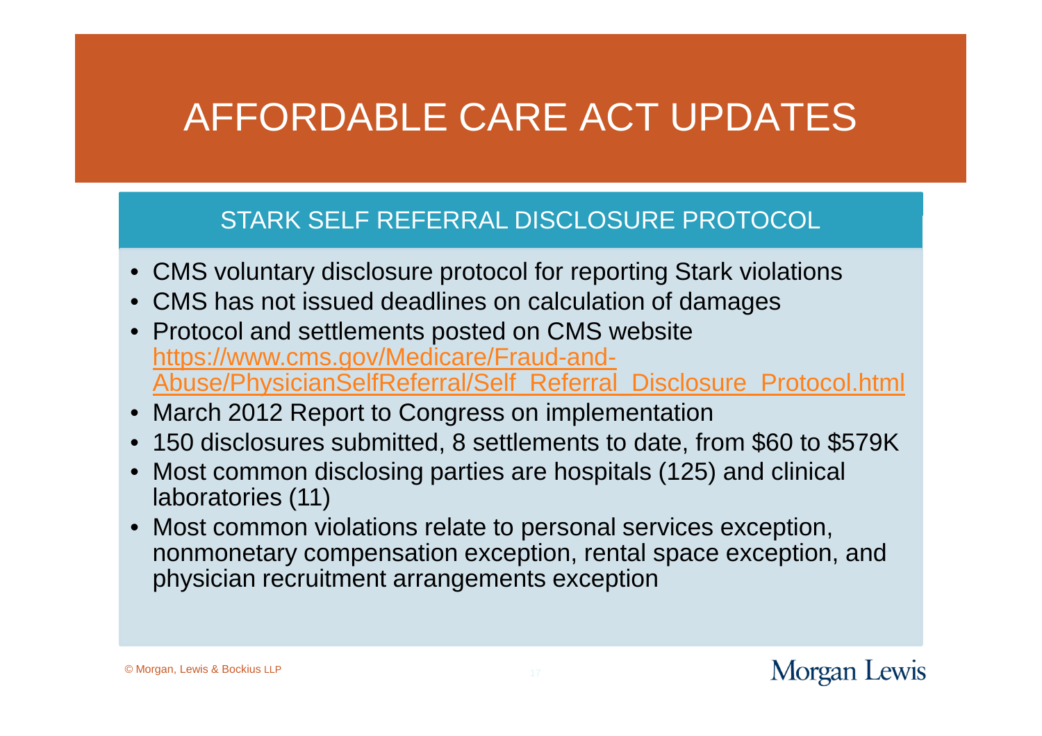# AFFORDABLE CARE ACT UPDATES

## STARK SELF REFERRAL DISCLOSURE PROTOCOL

- CMS voluntary disclosure protocol for reporting Stark violations
- CMS has not issued deadlines on calculation of damages
- Protocol and settlements posted on CMS website https://www.cms.gov/Medicare/Fraud-and-Abuse/PhysicianSelfReferral/Self_Referral_Disclosure_Protocol.html
- March 2012 Report to Congress on implementation
- 150 disclosures submitted, 8 settlements to date, from $60 to $579K
- Most common disclosing parties are hospitals (125) and clinical laboratories (11)
- Most common violations relate to personal services exception, nonmonetary compensation exception, rental space exception, and physician recruitment arrangements exception

© Morgan, Lewis & Bockius LLP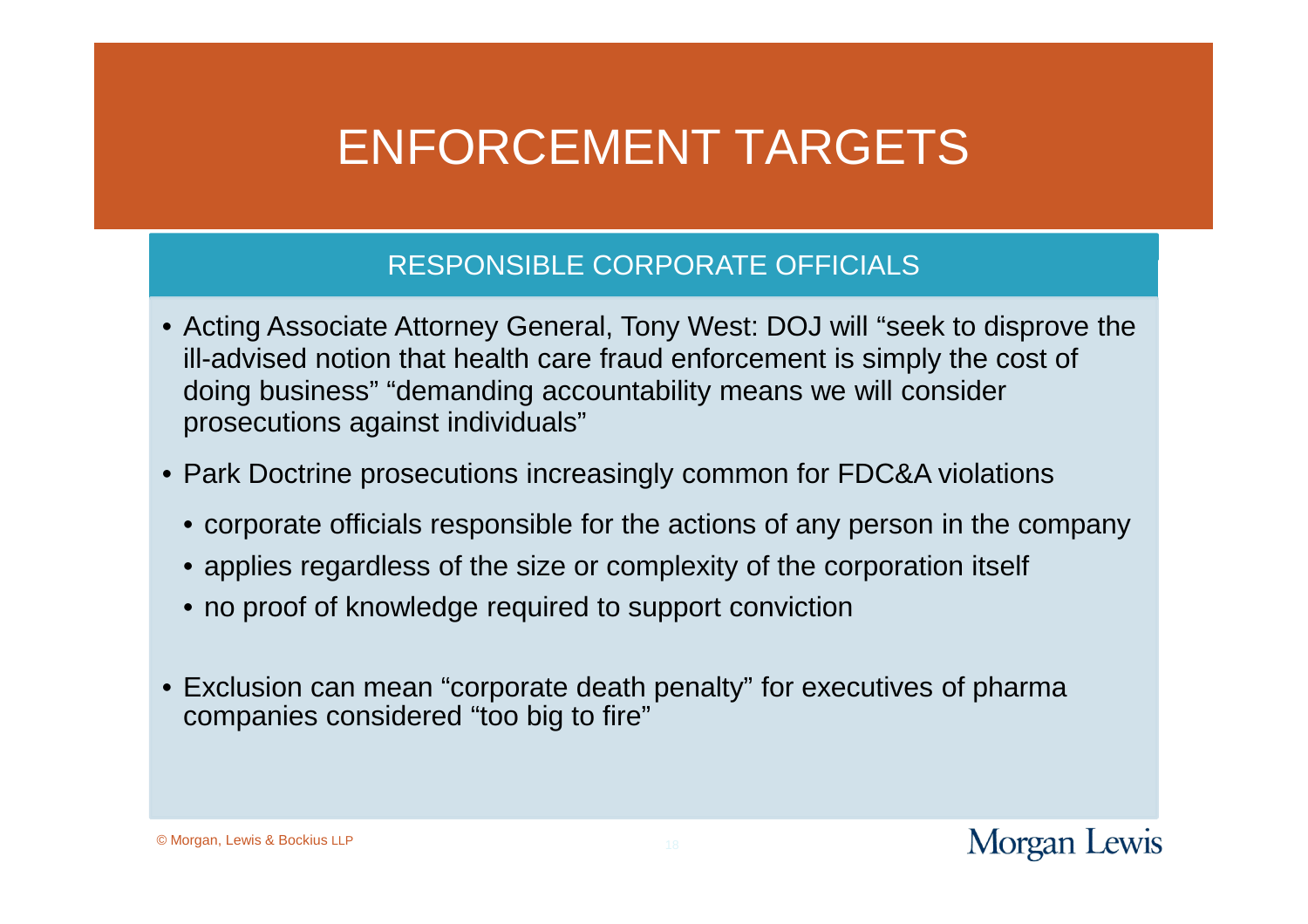# ENFORCEMENT TARGETS

## RESPONSIBLE CORPORATE OFFICIALS

- Acting Associate Attorney General, Tony West: DOJ will "seek to disprove the ill-advised notion that health care fraud enforcement is simply the cost of doing business" "demanding accountability means we will consider prosecutions against individuals"
- Park Doctrine prosecutions increasingly common for FDC&A violations
  - corporate officials responsible for the actions of any person in the company
  - applies regardless of the size or complexity of the corporation itself
  - no proof of knowledge required to support conviction
- Exclusion can mean "corporate death penalty" for executives of pharma companies considered "too big to fire"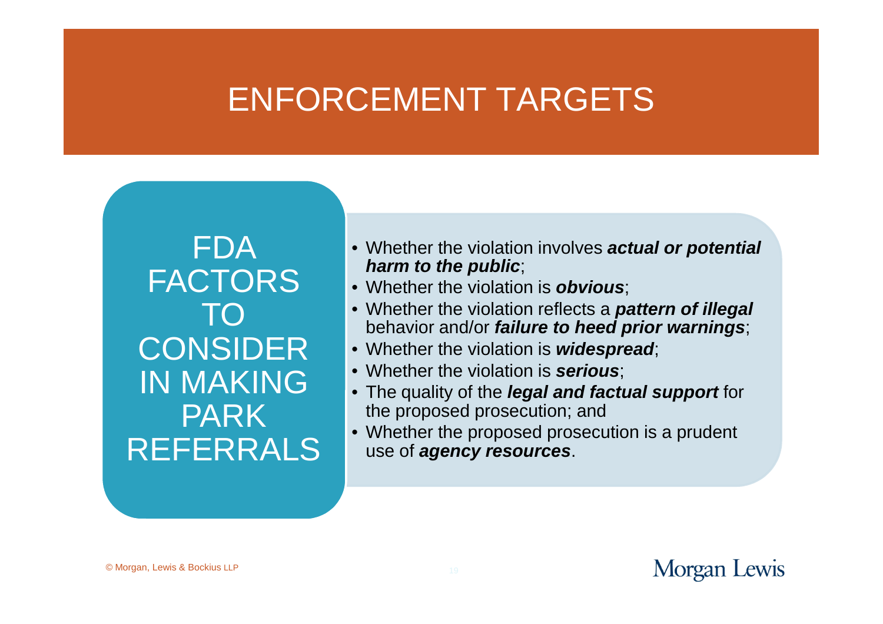# ENFORCEMENT TARGETS

## FDA FACTORS TO CONSIDER IN MAKING PARK REFERRALS

- Whether the violation involves ***actual or potential harm to the public***;
- Whether the violation is ***obvious***;
- Whether the violation reflects a ***pattern of illegal*** behavior and/or ***failure to heed prior warnings***;
- Whether the violation is ***widespread***;
- Whether the violation is ***serious***;
- The quality of the ***legal and factual support*** for the proposed prosecution; and
- Whether the proposed prosecution is a prudent use of ***agency resources***.

© Morgan, Lewis & Bockius LLP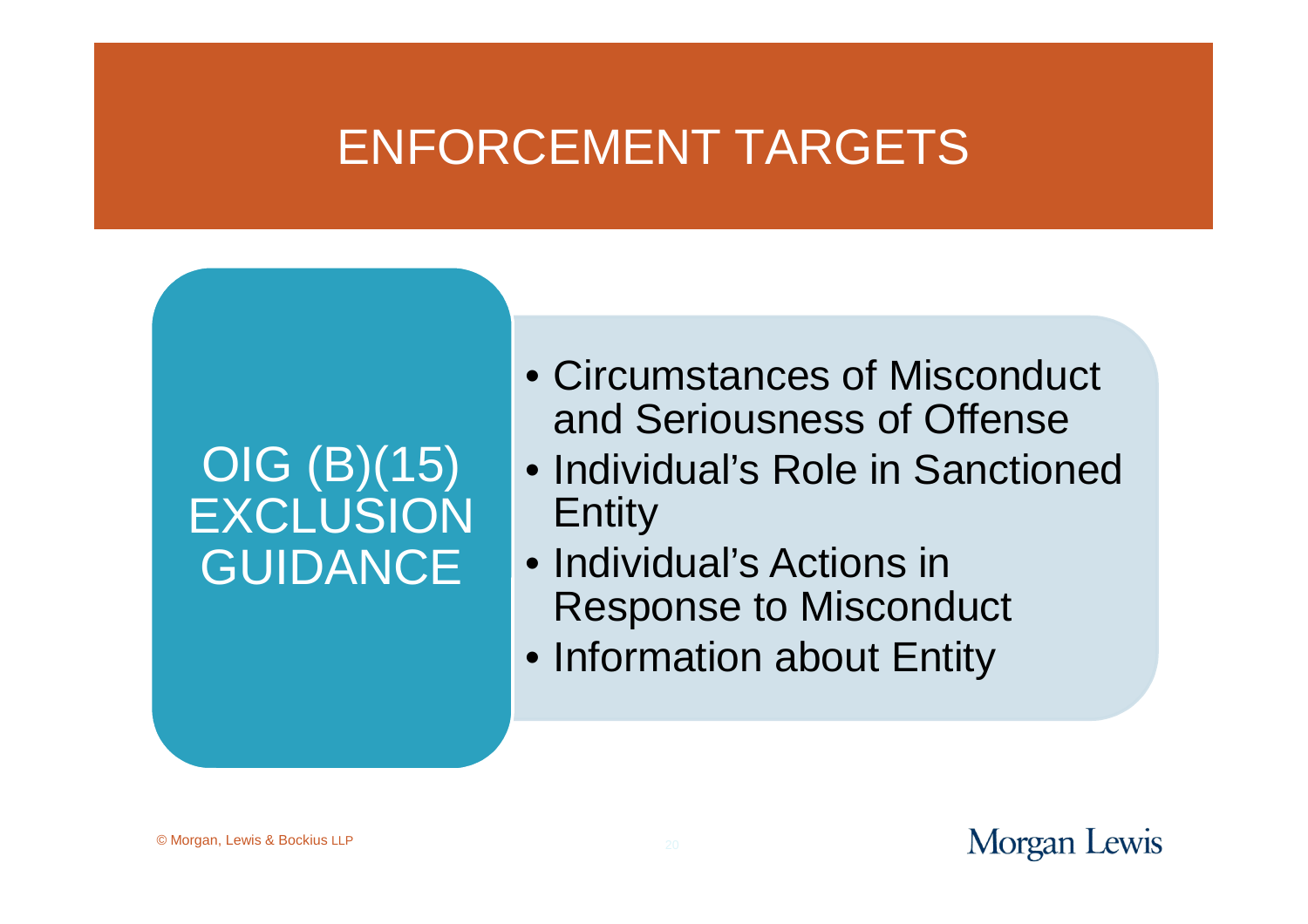# ENFORCEMENT TARGETS

## OIG (B)(15) EXCLUSION GUIDANCE

- Circumstances of Misconduct and Seriousness of Offense
- Individual's Role in Sanctioned Entity
- Individual's Actions in Response to Misconduct
- Information about Entity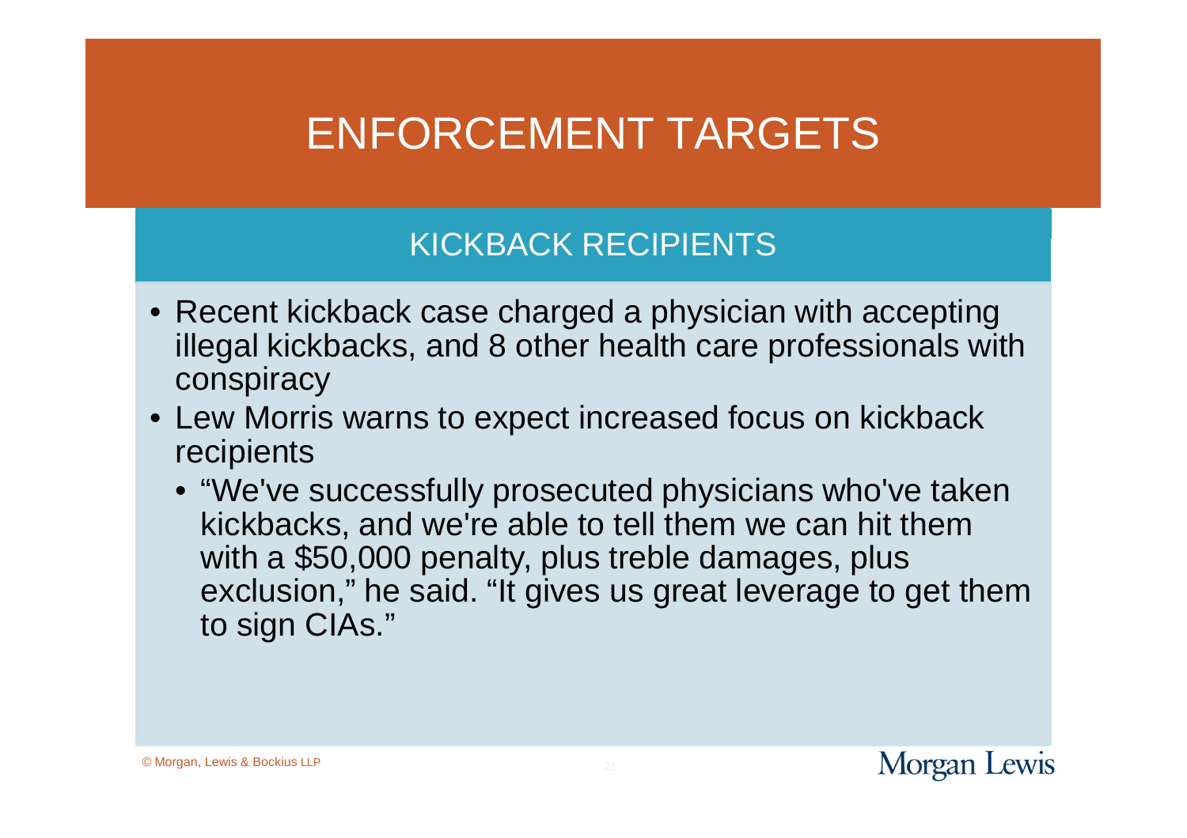# ENFORCEMENT TARGETS

## KICKBACK RECIPIENTS

- Recent kickback case charged a physician with accepting illegal kickbacks, and 8 other health care professionals with conspiracy
- Lew Morris warns to expect increased focus on kickback recipients
  - "We've successfully prosecuted physicians who've taken kickbacks, and we're able to tell them we can hit them with a $50,000 penalty, plus treble damages, plus exclusion," he said. "It gives us great leverage to get them to sign CIAs."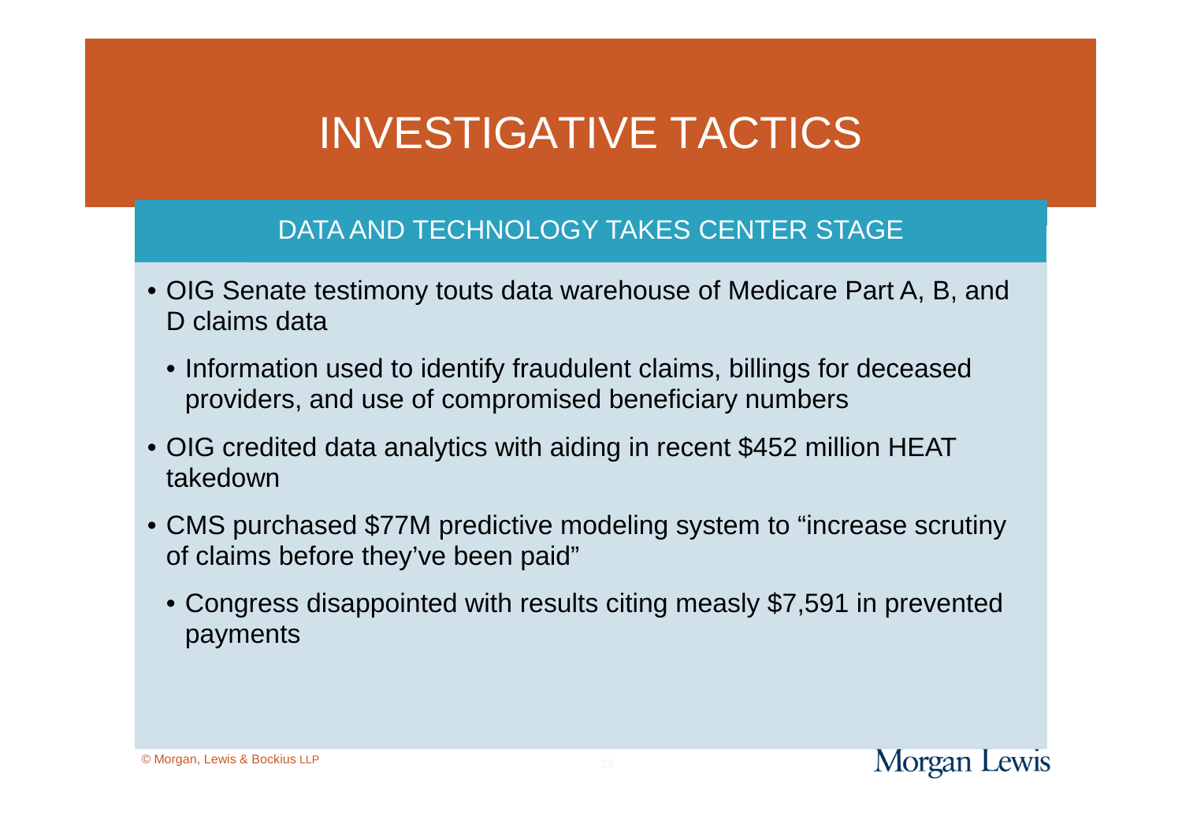# INVESTIGATIVE TACTICS

## DATA AND TECHNOLOGY TAKES CENTER STAGE

- OIG Senate testimony touts data warehouse of Medicare Part A, B, and D claims data
  - Information used to identify fraudulent claims, billings for deceased providers, and use of compromised beneficiary numbers
- OIG credited data analytics with aiding in recent $452 million HEAT takedown
- CMS purchased $77M predictive modeling system to “increase scrutiny of claims before they’ve been paid”
  - Congress disappointed with results citing measly $7,591 in prevented payments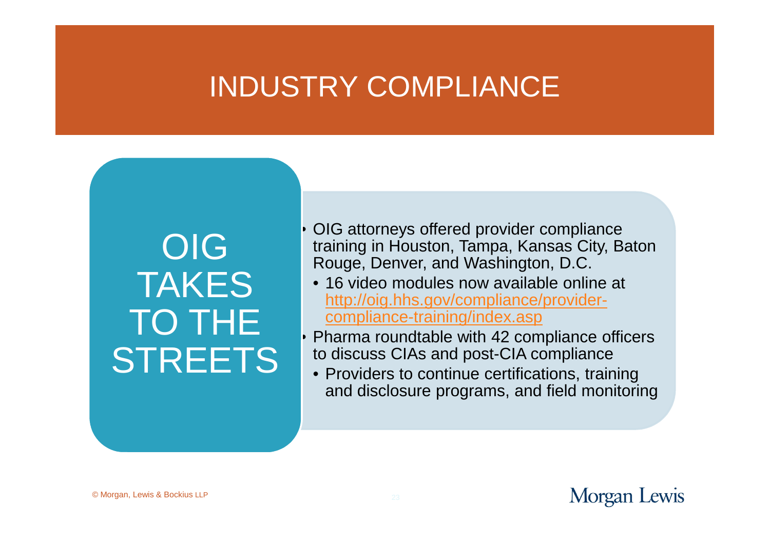# INDUSTRY COMPLIANCE

## OIG TAKES TO THE STREETS

- OIG attorneys offered provider compliance training in Houston, Tampa, Kansas City, Baton Rouge, Denver, and Washington, D.C.
  - 16 video modules now available online at http://oig.hhs.gov/compliance/provider-compliance-training/index.asp
- Pharma roundtable with 42 compliance officers to discuss CIAs and post-CIA compliance
  - Providers to continue certifications, training and disclosure programs, and field monitoring

© Morgan, Lewis & Bockius LLP

Morgan Lewis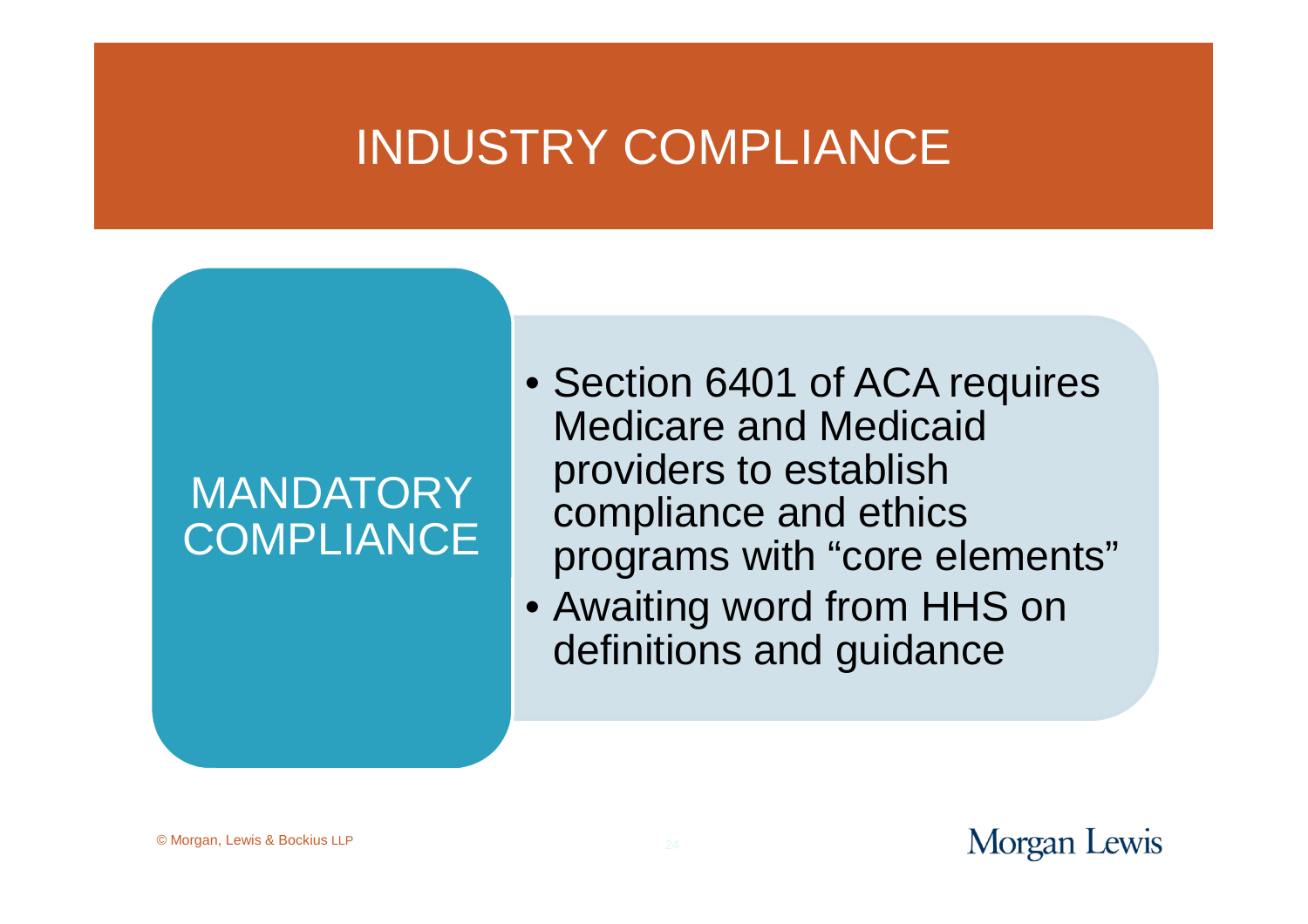# INDUSTRY COMPLIANCE

## MANDATORY COMPLIANCE

- Section 6401 of ACA requires Medicare and Medicaid providers to establish compliance and ethics programs with "core elements"
- Awaiting word from HHS on definitions and guidance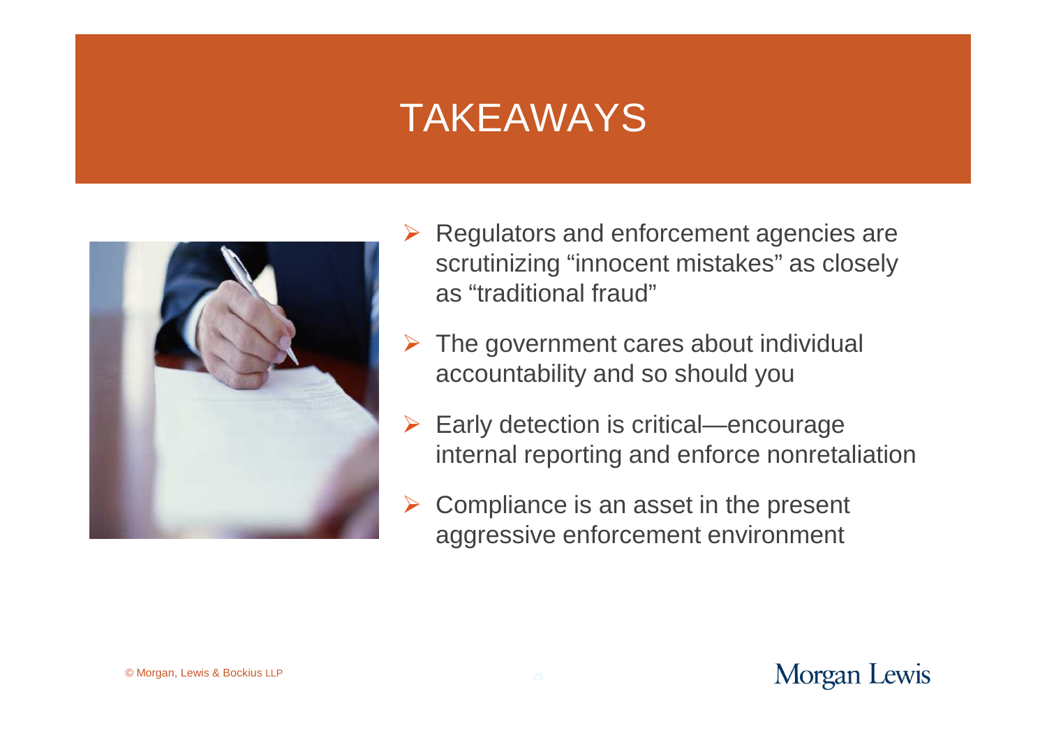# TAKEAWAYS

- Regulators and enforcement agencies are scrutinizing “innocent mistakes” as closely as “traditional fraud”
- The government cares about individual accountability and so should you
- Early detection is critical—encourage internal reporting and enforce nonretaliation
- Compliance is an asset in the present aggressive enforcement environment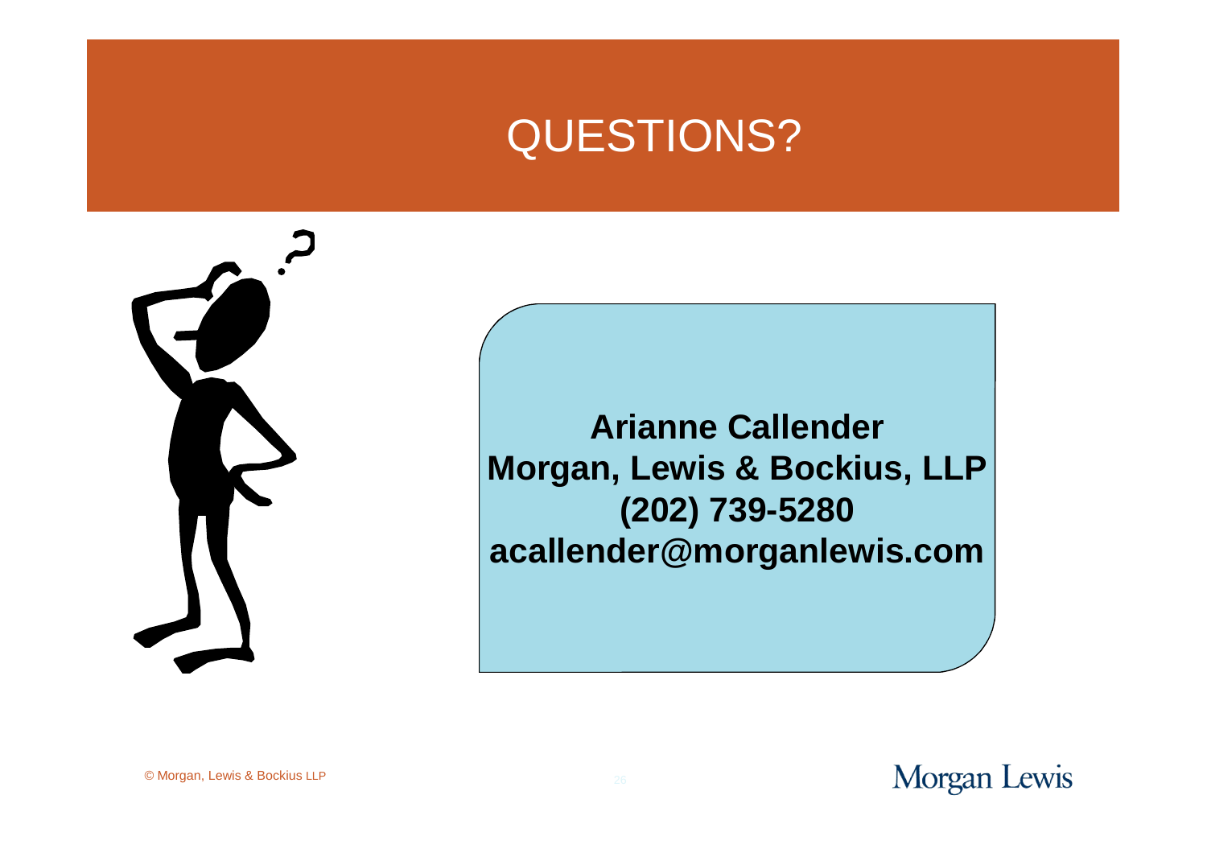# QUESTIONS?

**Arianne Callender**
**Morgan, Lewis & Bockius, LLP**
**(202) 739-5280**
**acallender@morganlewis.com**